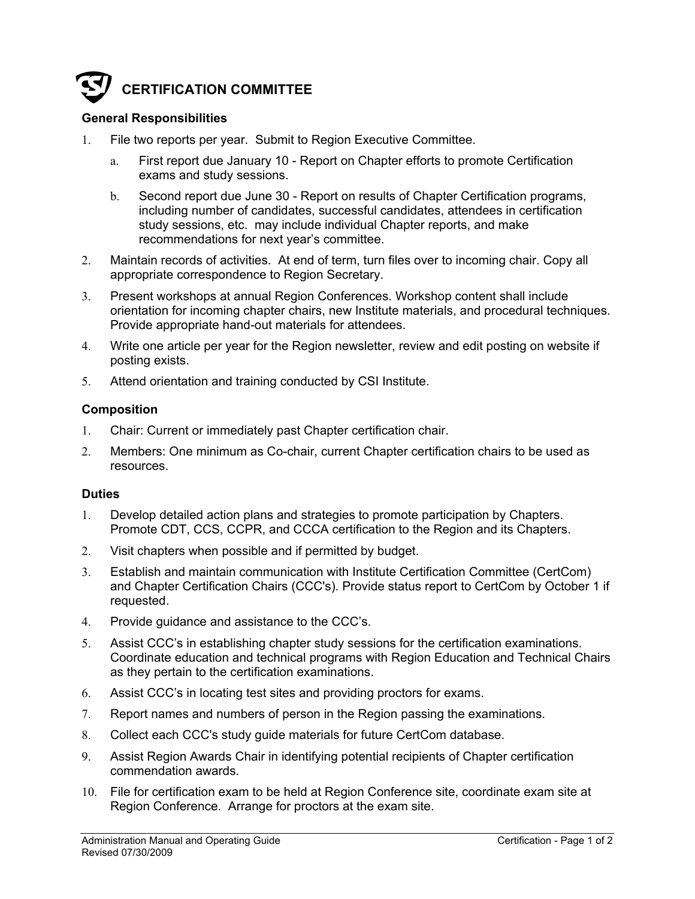# CERTIFICATION COMMITTEE

### General Responsibilities

1. File two reports per year. Submit to Region Executive Committee.
   a. First report due January 10 - Report on Chapter efforts to promote Certification exams and study sessions.
   b. Second report due June 30 - Report on results of Chapter Certification programs, including number of candidates, successful candidates, attendees in certification study sessions, etc. may include individual Chapter reports, and make recommendations for next year's committee.
2. Maintain records of activities. At end of term, turn files over to incoming chair. Copy all appropriate correspondence to Region Secretary.
3. Present workshops at annual Region Conferences. Workshop content shall include orientation for incoming chapter chairs, new Institute materials, and procedural techniques. Provide appropriate hand-out materials for attendees.
4. Write one article per year for the Region newsletter, review and edit posting on website if posting exists.
5. Attend orientation and training conducted by CSI Institute.

### Composition

1. Chair: Current or immediately past Chapter certification chair.
2. Members: One minimum as Co-chair, current Chapter certification chairs to be used as resources.

### Duties

1. Develop detailed action plans and strategies to promote participation by Chapters. Promote CDT, CCS, CCPR, and CCCA certification to the Region and its Chapters.
2. Visit chapters when possible and if permitted by budget.
3. Establish and maintain communication with Institute Certification Committee (CertCom) and Chapter Certification Chairs (CCC's). Provide status report to CertCom by October 1 if requested.
4. Provide guidance and assistance to the CCC's.
5. Assist CCC's in establishing chapter study sessions for the certification examinations. Coordinate education and technical programs with Region Education and Technical Chairs as they pertain to the certification examinations.
6. Assist CCC's in locating test sites and providing proctors for exams.
7. Report names and numbers of person in the Region passing the examinations.
8. Collect each CCC's study guide materials for future CertCom database.
9. Assist Region Awards Chair in identifying potential recipients of Chapter certification commendation awards.
10. File for certification exam to be held at Region Conference site, coordinate exam site at Region Conference. Arrange for proctors at the exam site.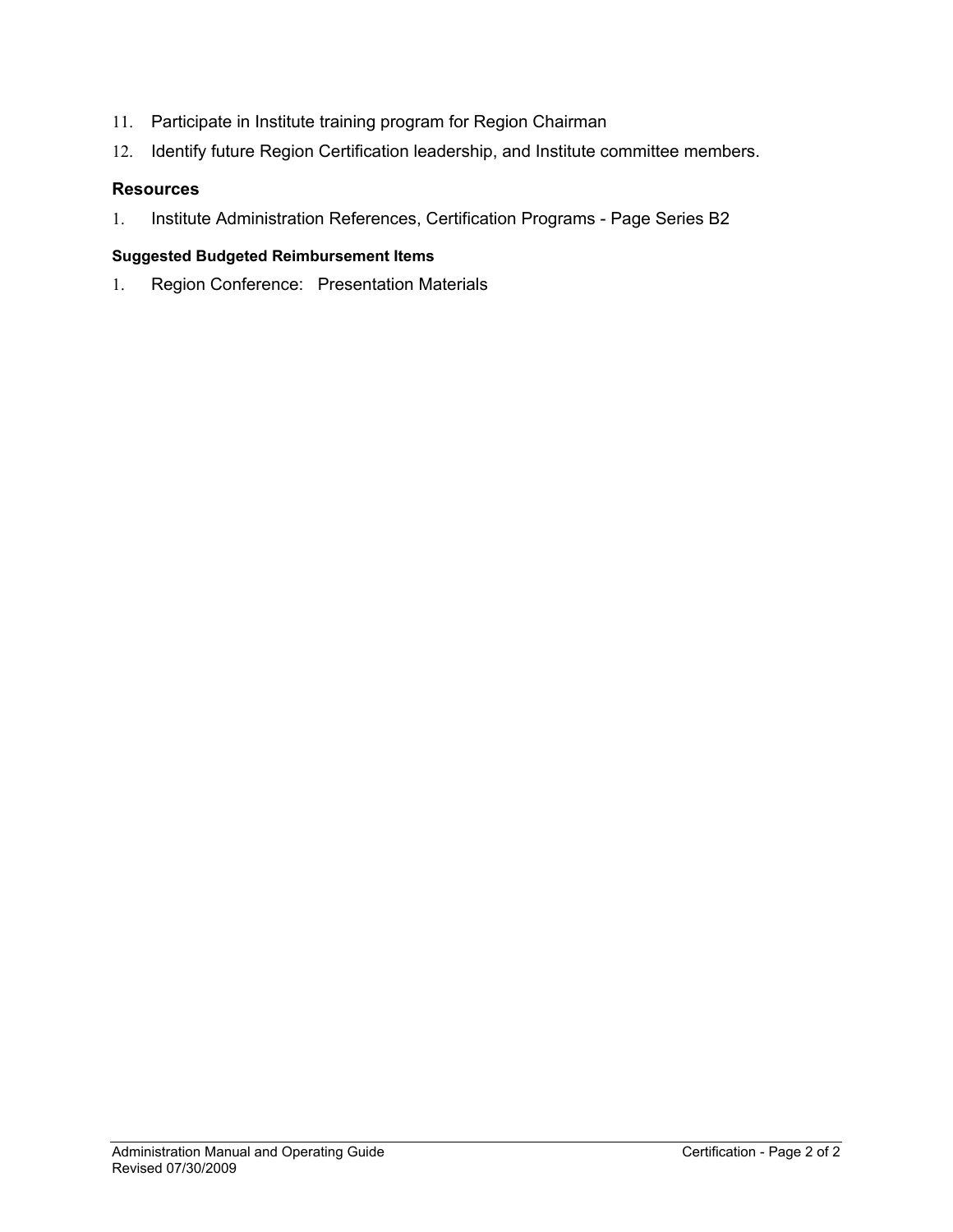11. Participate in Institute training program for Region Chairman
12. Identify future Region Certification leadership, and Institute committee members.

### Resources

1. Institute Administration References, Certification Programs - Page Series B2

#### Suggested Budgeted Reimbursement Items

1. Region Conference: Presentation Materials